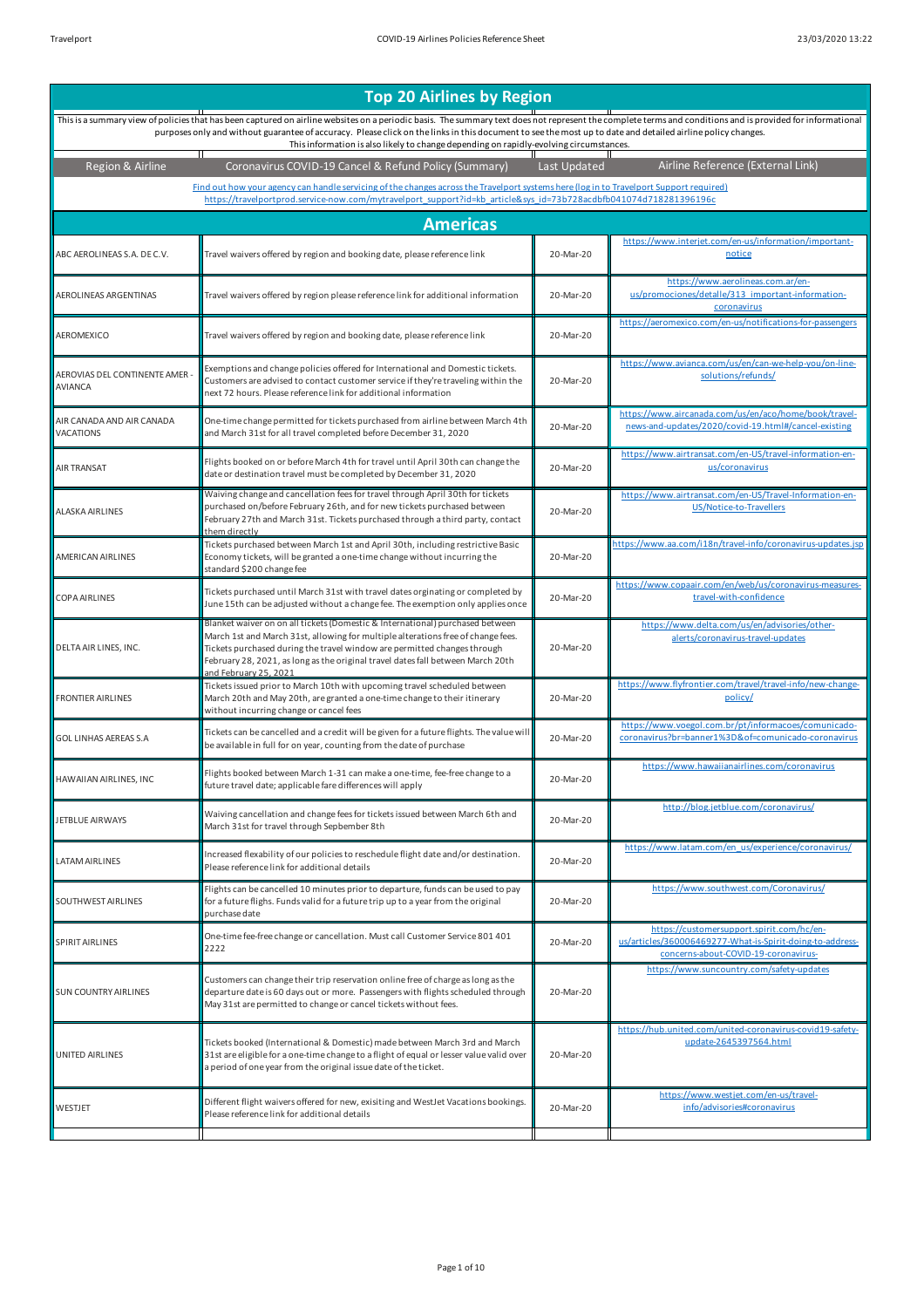# Top 20 Airlines by Region

This is a summary view of policies that has been captured on airline websites on a periodic basis. The summary text does not represent the complete terms and conditions and is provided for informational purposes only and without guarantee of accuracy. Please click on the links in this document to see the most up to date and detailed airline policy changes. This information is also likely to change depending on rapidly-evolving circumstances.

Find out how your agency can handle servicing of the changes across the Travelport systems here (log in to Travelport Support required)
https://travelportprod.service-now.com/mytravelport_support?id=kb_article&sys_id=73b728acdbfb041074d718281396196c

## Americas

| Region & Airline | Coronavirus COVID-19 Cancel & Refund Policy (Summary) | Last Updated | Airline Reference (External Link) |
|---|---|---|---|
| ABC AEROLINEAS S.A. DE C.V. | Travel waivers offered by region and booking date, please reference link | 20-Mar-20 | https://www.interjet.com/en-us/information/important-notice |
| AEROLINEAS ARGENTINAS | Travel waivers offered by region please reference link for additional information | 20-Mar-20 | https://www.aerolineas.com.ar/en-us/promociones/detalle/313_important-information-coronavirus |
| AEROMEXICO | Travel waivers offered by region and booking date, please reference link | 20-Mar-20 | https://aeromexico.com/en-us/notifications-for-passengers |
| AEROVIAS DEL CONTINENTE AMER - AVIANCA | Exemptions and change policies offered for International and Domestic tickets. Customers are advised to contact customer service if they're traveling within the next 72 hours. Please reference link for additional information | 20-Mar-20 | https://www.avianca.com/us/en/can-we-help-you/on-line-solutions/refunds/ |
| AIR CANADA AND AIR CANADA VACATIONS | One-time change permitted for tickets purchased from airline between March 4th and March 31st for all travel completed before December 31, 2020 | 20-Mar-20 | https://www.aircanada.com/us/en/aco/home/book/travel-news-and-updates/2020/covid-19.html#/cancel-existing |
| AIR TRANSAT | Flights booked on or before March 4th for travel until April 30th can change the date or destination travel must be completed by December 31, 2020 | 20-Mar-20 | https://www.airtransat.com/en-US/travel-information-en-us/coronavirus |
| ALASKA AIRLINES | Waiving change and cancellation fees for travel through April 30th for tickets purchased on/before February 26th, and for new tickets purchased between February 27th and March 31st. Tickets purchased through a third party, contact them directly | 20-Mar-20 | https://www.airtransat.com/en-US/Travel-Information-en-US/Notice-to-Travellers |
| AMERICAN AIRLINES | Tickets purchased between March 1st and April 30th, including restrictive Basic Economy tickets, will be granted a one-time change without incurring the standard $200 change fee | 20-Mar-20 | https://www.aa.com/i18n/travel-info/coronavirus-updates.jsp |
| COPA AIRLINES | Tickets purchased until March 31st with travel dates orginating or completed by June 15th can be adjusted without a change fee. The exemption only applies once | 20-Mar-20 | https://www.copaair.com/en/web/us/coronavirus-measures-travel-with-confidence |
| DELTA AIR LINES, INC. | Blanket waiver on on all tickets (Domestic & International) purchased between March 1st and March 31st, allowing for multiple alterations free of change fees. Tickets purchased during the travel window are permitted changes through February 28, 2021, as long as the original travel dates fall between March 20th and February 25, 2021 | 20-Mar-20 | https://www.delta.com/us/en/advisories/other-alerts/coronavirus-travel-updates |
| FRONTIER AIRLINES | Tickets issued prior to March 10th with upcoming travel scheduled between March 20th and May 20th, are granted a one-time change to their itinerary without incurring change or cancel fees | 20-Mar-20 | https://www.flyfrontier.com/travel/travel-info/new-change-policy/ |
| GOL LINHAS AEREAS S.A | Tickets can be cancelled and a credit will be given for a future flights. The value will be available in full for on year, counting from the date of purchase | 20-Mar-20 | https://www.voegol.com.br/pt/informacoes/comunicado-coronavirus?br=banner1%3D&of=comunicado-coronavirus |
| HAWAIIAN AIRLINES, INC | Flights booked between March 1-31 can make a one-time, fee-free change to a future travel date; applicable fare differences will apply | 20-Mar-20 | https://www.hawaiianairlines.com/coronavirus |
| JETBLUE AIRWAYS | Waiving cancellation and change fees for tickets issued between March 6th and March 31st for travel through Sepbember 8th | 20-Mar-20 | http://blog.jetblue.com/coronavirus/ |
| LATAM AIRLINES | Increased flexability of our policies to reschedule flight date and/or destination. Please reference link for additional details | 20-Mar-20 | https://www.latam.com/en_us/experience/coronavirus/ |
| SOUTHWEST AIRLINES | Flights can be cancelled 10 minutes prior to departure, funds can be used to pay for a future flighs. Funds valid for a future trip up to a year from the original purchase date | 20-Mar-20 | https://www.southwest.com/Coronavirus/ |
| SPIRIT AIRLINES | One-time fee-free change or cancellation. Must call Customer Service 801 401 2222 | 20-Mar-20 | https://customersupport.spirit.com/hc/en-us/articles/360006469277-What-is-Spirit-doing-to-address-concerns-about-COVID-19-coronavirus- |
| SUN COUNTRY AIRLINES | Customers can change their trip reservation online free of charge as long as the departure date is 60 days out or more. Passengers with flights scheduled through May 31st are permitted to change or cancel tickets without fees. | 20-Mar-20 | https://www.suncountry.com/safety-updates |
| UNITED AIRLINES | Tickets booked (International & Domestic) made between March 3rd and March 31st are eligible for a one-time change to a flight of equal or lesser value valid over a period of one year from the original issue date of the ticket. | 20-Mar-20 | https://hub.united.com/united-coronavirus-covid19-safety-update-2645397564.html |
| WESTJET | Different flight waivers offered for new, exisiting and WestJet Vacations bookings. Please reference link for additional details | 20-Mar-20 | https://www.westjet.com/en-us/travel-info/advisories#coronavirus |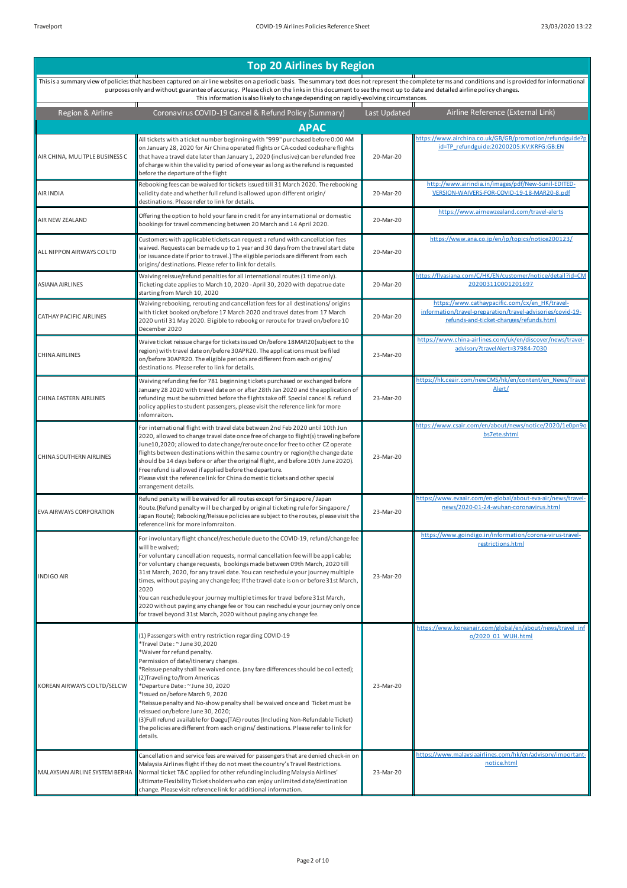# Top 20 Airlines by Region

This is a summary view of policies that has been captured on airline websites on a periodic basis. The summary text does not represent the complete terms and conditions and is provided for informational purposes only and without guarantee of accuracy. Please click on the links in this document to see the most up to date and detailed airline policy changes. This information is also likely to change depending on rapidly-evolving circumstances.

| Region & Airline | Coronavirus COVID-19 Cancel & Refund Policy (Summary) | Last Updated | Airline Reference (External Link) |
|---|---|---|---|
| **APAC** | | | |
| AIR CHINA, MULITPLE BUSINESS C | All tickets with a ticket number beginning with "999" purchased before 0:00 AM on January 28, 2020 for Air China operated flights or CA-coded codeshare flights that have a travel date later than January 1, 2020 (inclusive) can be refunded free of charge within the validity period of one year as long as the refund is requested before the departure of the flight | 20-Mar-20 | https://www.airchina.co.uk/GB/GB/promotion/refundguide?pid=TP_refundguide:20200205:KV:KRFG:GB:EN |
| AIR INDIA | Rebooking fees can be waived for tickets issued till 31 March 2020. The rebooking validity date and whether full refund is allowed upon different origin/ destinations. Please refer to link for details. | 20-Mar-20 | http://www.airindia.in/images/pdf/New-Sunil-EDITED-VERSION-WAIVERS-FOR-COVID-19-18-MAR20-8.pdf |
| AIR NEW ZEALAND | Offering the option to hold your fare in credit for any international or domestic bookings for travel commencing between 20 March and 14 April 2020. | 20-Mar-20 | https://www.airnewzealand.com/travel-alerts |
| ALL NIPPON AIRWAYS CO LTD | Customers with applicable tickets can request a refund with cancellation fees waived. Requests can be made up to 1 year and 30 days from the travel start date (or issuance date if prior to travel.) The eligible periods are different from each origins/ destinations. Please refer to link for details. | 20-Mar-20 | https://www.ana.co.jp/en/jp/topics/notice200123/ |
| ASIANA AIRLINES | Waiving reissue/refund penalties for all international routes (1 time only). Ticketing date applies to March 10, 2020 - April 30, 2020 with depatrue date starting from March 10, 2020 | 20-Mar-20 | https://flyasiana.com/C/HK/EN/customer/notice/detail?id=CM202003110001201697 |
| CATHAY PACIFIC AIRLINES | Waiving rebooking, rerouting and cancellation fees for all destinations/ origins with ticket booked on/before 17 March 2020 and travel dates from 17 March 2020 until 31 May 2020. Eligible to rebookg or reroute for travel on/before 10 December 2020 | 20-Mar-20 | https://www.cathaypacific.com/cx/en_HK/travel-information/travel-preparation/travel-advisories/covid-19-refunds-and-ticket-changes/refunds.html |
| CHINA AIRLINES | Waive ticket reissue charge for tickets issued On/before 18MAR20(subject to the region) with travel date on/before 30APR20. The applications must be filed on/before 30APR20. The eligible periods are different from each origins/ destinations. Please refer to link for details. | 23-Mar-20 | https://www.china-airlines.com/uk/en/discover/news/travel-advisory?travelAlert=37984-7030 |
| CHINA EASTERN AIRLINES | Waiving refunding fee for 781 beginning tickets purchased or exchanged before January 28 2020 with travel date on or after 28th Jan 2020 and the application of refunding must be submitted before the flights take off. Special cancel & refund policy applies to student passengers, please visit the reference link for more infomraiton. | 23-Mar-20 | https://hk.ceair.com/newCMS/hk/en/content/en_News/TravelAlert/ |
| CHINA SOUTHERN AIRLINES | For international flight with travel date between 2nd Feb 2020 until 10th Jun 2020, allowed to change travel date once free of charge to flight(s) traveling before June10,2020; allowed to date change/reroute once for free to other CZ operate flights between destinations within the same country or region(the change date should be 14 days before or after the original flight, and before 10th June 2020). Free refund is allowed if applied before the departure.<br>Please visit the reference link for China domestic tickets and other special arrangement details. | 23-Mar-20 | https://www.csair.com/en/about/news/notice/2020/1e0pn9obs7ete.shtml |
| EVA AIRWAYS CORPORATION | Refund penalty will be waived for all routes except for Singapore / Japan Route.(Refund penalty will be charged by original ticketing rule for Singapore / Japan Route); Rebooking/Reissue policies are subject to the routes, please visit the reference link for more infomraiton. | 23-Mar-20 | https://www.evaair.com/en-global/about-eva-air/news/travel-news/2020-01-24-wuhan-coronavirus.html |
| INDIGO AIR | For involuntary flight chancel/reschedule due to the COVID-19, refund/change fee will be waived;<br>For voluntary cancellation requests, normal cancellation fee will be applicable;<br>For voluntary change requests, bookings made between 09th March, 2020 till 31st March, 2020, for any travel date. You can reschedule your journey multiple times, without paying any change fee; If the travel date is on or before 31st March, 2020<br>You can reschedule your journey multiple times for travel before 31st March, 2020 without paying any change fee or You can reschedule your journey only once for travel beyond 31st March, 2020 without paying any change fee. | 23-Mar-20 | https://www.goindigo.in/information/corona-virus-travel-restrictions.html |
| KOREAN AIRWAYS CO LTD/SELCW | (1) Passengers with entry restriction regarding COVID-19<br>*Travel Date : ~ June 30,2020<br>*Waiver for refund penalty.<br>Permission of date/itinerary changes.<br>*Reissue penalty shall be waived once. (any fare differences should be collected);<br>(2)Traveling to/from Americas<br>*Departure Date : ~ June 30, 2020<br>*Issued on/before March 9, 2020<br>*Reissue penalty and No-show penalty shall be waived once and Ticket must be reissued on/before June 30, 2020;<br>(3)Full refund available for Daegu(TAE) routes (Including Non-Refundable Ticket)<br>The policies are different from each origins/ destinations. Please refer to link for details. | 23-Mar-20 | https://www.koreanair.com/global/en/about/news/travel_info/2020_01_WUH.html |
| MALAYSIAN AIRLINE SYSTEM BERHA | Cancellation and service fees are waived for passengers that are denied check-in on Malaysia Airlines flight if they do not meet the country's Travel Restrictions. Normal ticket T&C applied for other refunding including Malaysia Airlines' Ultimate Flexibility Tickets holders who can enjoy unlimited date/destination change. Please visit reference link for additional information. | 23-Mar-20 | https://www.malaysiaairlines.com/hk/en/advisory/important-notice.html |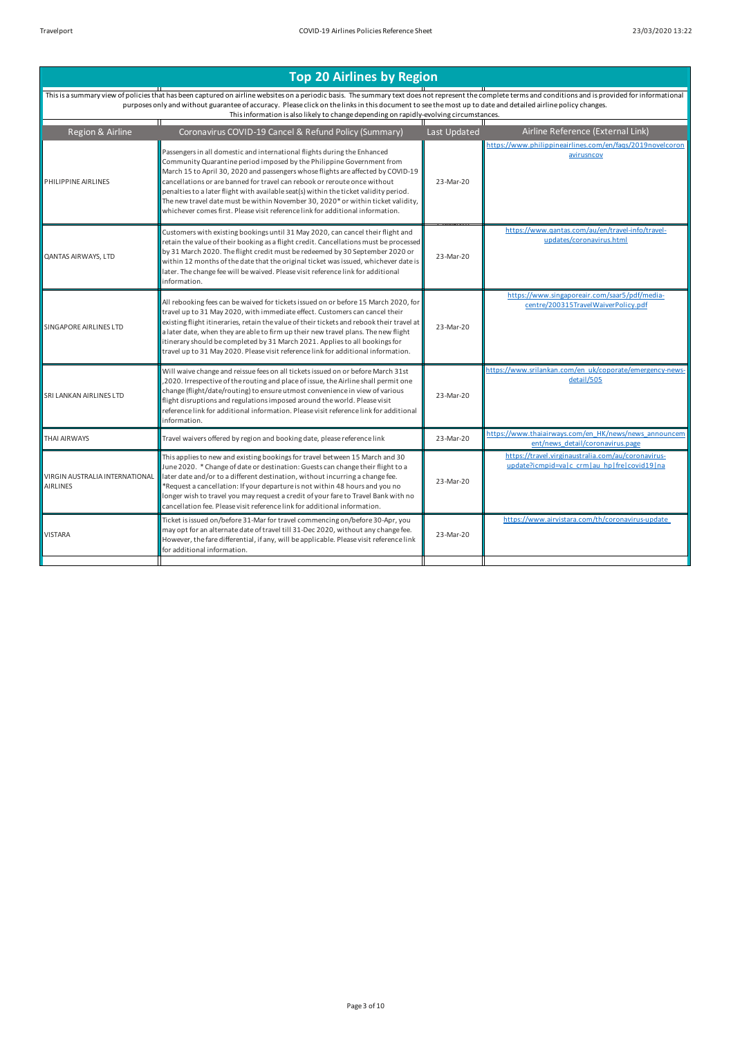# Top 20 Airlines by Region

This is a summary view of policies that has been captured on airline websites on a periodic basis. The summary text does not represent the complete terms and conditions and is provided for informational purposes only and without guarantee of accuracy. Please click on the links in this document to see the most up to date and detailed airline policy changes. This information is also likely to change depending on rapidly-evolving circumstances.

| Region & Airline | Coronavirus COVID-19 Cancel & Refund Policy (Summary) | Last Updated | Airline Reference (External Link) |
|---|---|---|---|
| PHILIPPINE AIRLINES | Passengers in all domestic and international flights during the Enhanced Community Quarantine period imposed by the Philippine Government from March 15 to April 30, 2020 and passengers whose flights are affected by COVID-19 cancellations or are banned for travel can rebook or reroute once without penalties to a later flight with available seat(s) within the ticket validity period. The new travel date must be within November 30, 2020* or within ticket validity, whichever comes first. Please visit reference link for additional information. | 23-Mar-20 | https://www.philippineairlines.com/en/faqs/2019novelcoronavirusncov |
| QANTAS AIRWAYS, LTD | Customers with existing bookings until 31 May 2020, can cancel their flight and retain the value of their booking as a flight credit. Cancellations must be processed by 31 March 2020. The flight credit must be redeemed by 30 September 2020 or within 12 months of the date that the original ticket was issued, whichever date is later. The change fee will be waived. Please visit reference link for additional information. | 23-Mar-20 | https://www.qantas.com/au/en/travel-info/travel-updates/coronavirus.html |
| SINGAPORE AIRLINES LTD | All rebooking fees can be waived for tickets issued on or before 15 March 2020, for travel up to 31 May 2020, with immediate effect. Customers can cancel their existing flight itineraries, retain the value of their tickets and rebook their travel at a later date, when they are able to firm up their new travel plans. The new flight itinerary should be completed by 31 March 2021. Applies to all bookings for travel up to 31 May 2020. Please visit reference link for additional information. | 23-Mar-20 | https://www.singaporeair.com/saar5/pdf/media-centre/200315TravelWaiverPolicy.pdf |
| SRI LANKAN AIRLINES LTD | Will waive change and reissue fees on all tickets issued on or before March 31st ,2020. Irrespective of the routing and place of issue, the Airline shall permit one change (flight/date/routing) to ensure utmost convenience in view of various flight disruptions and regulations imposed around the world. Please visit reference link for additional information. Please visit reference link for additional information. | 23-Mar-20 | https://www.srilankan.com/en_uk/coporate/emergency-news-detail/505 |
| THAI AIRWAYS | Travel waivers offered by region and booking date, please reference link | 23-Mar-20 | https://www.thaiairways.com/en_HK/news/news_announcement/news_detail/coronavirus.page |
| VIRGIN AUSTRALIA INTERNATIONAL AIRLINES | This applies to new and existing bookings for travel between 15 March and 30 June 2020. * Change of date or destination: Guests can change their flight to a later date and/or to a different destination, without incurring a change fee. *Request a cancellation: If your departure is not within 48 hours and you no longer wish to travel you may request a credit of your fare to Travel Bank with no cancellation fee. Please visit reference link for additional information. | 23-Mar-20 | https://travel.virginaustralia.com/au/coronavirus-update?icmpid=va\|c_crm\|au_hp\|fre\|covid19\|na |
| VISTARA | Ticket is issued on/before 31-Mar for travel commencing on/before 30-Apr, you may opt for an alternate date of travel till 31-Dec 2020, without any change fee. However, the fare differential, if any, will be applicable. Please visit reference link for additional information. | 23-Mar-20 | https://www.airvistara.com/th/coronavirus-update |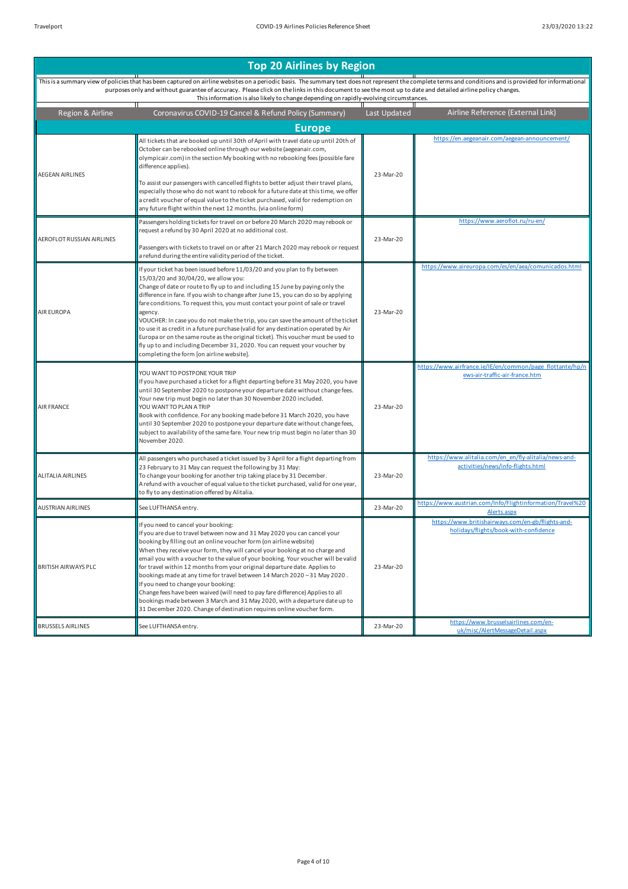## Top 20 Airlines by Region

This is a summary view of policies that has been captured on airline websites on a periodic basis. The summary text does not represent the complete terms and conditions and is provided for informational purposes only and without guarantee of accuracy. Please click on the links in this document to see the most up to date and detailed airline policy changes.
This information is also likely to change depending on rapidly-evolving circumstances.

| Region & Airline | Coronavirus COVID-19 Cancel & Refund Policy (Summary) | Last Updated | Airline Reference (External Link) |
|---|---|---|---|
| **Europe** | | | |
| AEGEAN AIRLINES | All tickets that are booked up until 30th of April with travel date up until 20th of October can be rebooked online through our website (aegeanair.com, olympicair.com) in the section My booking with no rebooking fees (possible fare difference applies).<br><br>To assist our passengers with cancelled flights to better adjust their travel plans, especially those who do not want to rebook for a future date at this time, we offer a credit voucher of equal value to the ticket purchased, valid for redemption on any future flight within the next 12 months. (via online form) | 23-Mar-20 | https://en.aegeanair.com/aegean-announcement/ |
| AEROFLOT RUSSIAN AIRLINES | Passengers holding tickets for travel on or before 20 March 2020 may rebook or request a refund by 30 April 2020 at no additional cost.<br><br>Passengers with tickets to travel on or after 21 March 2020 may rebook or request a refund during the entire validity period of the ticket. | 23-Mar-20 | https://www.aeroflot.ru/ru-en/ |
| AIR EUROPA | If your ticket has been issued before 11/03/20 and you plan to fly between 15/03/20 and 30/04/20, we allow you:<br>Change of date or route to fly up to and including 15 June by paying only the difference in fare. If you wish to change after June 15, you can do so by applying fare conditions. To request this, you must contact your point of sale or travel agency.<br>VOUCHER: In case you do not make the trip, you can save the amount of the ticket to use it as credit in a future purchase (valid for any destination operated by Air Europa or on the same route as the original ticket). This voucher must be used to fly up to and including December 31, 2020. You can request your voucher by completing the form [on airline website]. | 23-Mar-20 | https://www.aireuropa.com/es/en/aea/comunicados.html |
| AIR FRANCE | YOU WANT TO POSTPONE YOUR TRIP<br>If you have purchased a ticket for a flight departing before 31 May 2020, you have until 30 September 2020 to postpone your departure date without change fees. Your new trip must begin no later than 30 November 2020 included.<br>YOU WANT TO PLAN A TRIP<br>Book with confidence. For any booking made before 31 March 2020, you have until 30 September 2020 to postpone your departure date without change fees, subject to availability of the same fare. Your new trip must begin no later than 30 November 2020. | 23-Mar-20 | https://www.airfrance.ie/IE/en/common/page_flottante/hp/news-air-traffic-air-france.htm |
| ALITALIA AIRLINES | All passengers who purchased a ticket issued by 3 April for a flight departing from 23 February to 31 May can request the following by 31 May:<br>To change your booking for another trip taking place by 31 December.<br>A refund with a voucher of equal value to the ticket purchased, valid for one year, to fly to any destination offered by Alitalia. | 23-Mar-20 | https://www.alitalia.com/en_en/fly-alitalia/news-and-activities/news/info-flights.html |
| AUSTRIAN AIRLINES | See LUFTHANSA entry. | 23-Mar-20 | https://www.austrian.com/Info/Flightinformation/Travel%20Alerts.aspx |
| BRITISH AIRWAYS PLC | If you need to cancel your booking:<br>If you are due to travel between now and 31 May 2020 you can cancel your booking by filling out an online voucher form (on airline website)<br>When they receive your form, they will cancel your booking at no charge and email you with a voucher to the value of your booking. Your voucher will be valid for travel within 12 months from your original departure date. Applies to bookings made at any time for travel between 14 March 2020 – 31 May 2020 .<br>If you need to change your booking:<br>Change fees have been waived (will need to pay fare difference) Applies to all bookings made between 3 March and 31 May 2020, with a departure date up to 31 December 2020. Change of destination requires online voucher form. | 23-Mar-20 | https://www.britishairways.com/en-gb/flights-and-holidays/flights/book-with-confidence |
| BRUSSELS AIRLINES | See LUFTHANSA entry. | 23-Mar-20 | https://www.brusselsairlines.com/en-uk/misc/AlertMessageDetail.aspx |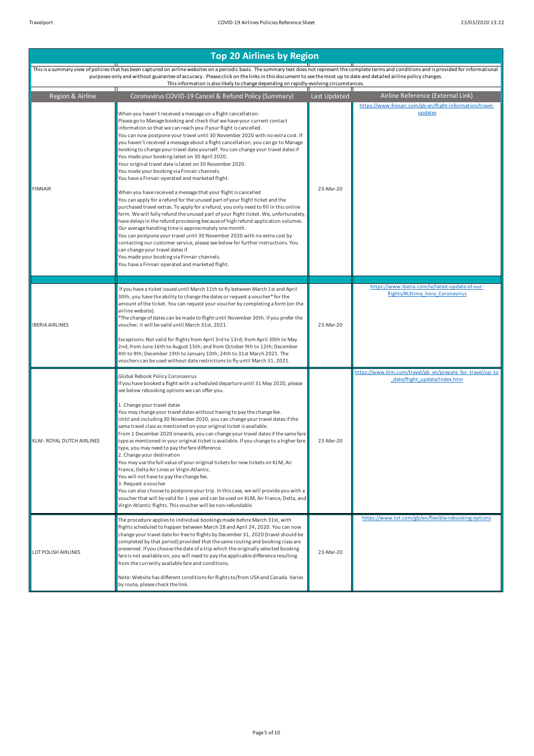## Top 20 Airlines by Region

This is a summary view of policies that has been captured on airline websites on a periodic basis. The summary text does not represent the complete terms and conditions and is provided for informational purposes only and without guarantee of accuracy. Please click on the links in this document to see the most up to date and detailed airline policy changes. This information is also likely to change depending on rapidly-evolving circumstances.

| Region & Airline | Coronavirus COVID-19 Cancel & Refund Policy (Summary) | Last Updated | Airline Reference (External Link) |
|---|---|---|---|
| FINNAIR | When you haven't received a message on a flight cancellation:<br>Please go to Manage booking and check that we have your current contact information so that we can reach you if your flight is cancelled.<br>You can now postpone your travel until 30 November 2020 with no extra cost. If you haven't received a message about a flight cancellation, you can go to Manage booking to change your travel date yourself. You can change your travel dates if<br>You made your booking latest on 30 April 2020.<br>Your original travel date is latest on 30 November 2020.<br>You made your booking via Finnair channels.<br>You have a Finnair operated and marketed flight.<br><br>When you have received a message that your flight is cancelled<br>You can apply for a refund for the unused part of your flight ticket and the purchased travel extras. To apply for a refund, you only need to fill in this online form. We will fully refund the unused part of your flight ticket. We, unfortunately, have delays in the refund processing because of high refund application volumes. Our average handling time is approximately one month.<br>You can postpone your travel until 30 November 2020 with no extra cost by contacting our customer service, please see below for further instructions. You can change your travel dates if<br>You made your booking via Finnair channels.<br>You have a Finnair operated and marketed flight. | 23-Mar-20 | https://www.finnair.com/gb-en/flight-information/travel-updates |
| | | | |
| IBERIA AIRLINES | If you have a ticket issued until March 11th to fly between March 1st and April 30th, you have the ability to change the dates or request a voucher* for the amount of the ticket. You can request your voucher by completing a form (on the airline website).<br>*The change of dates can be made to flight until November 30th. If you prefer the voucher, it will be valid until March 31st, 2021.<br><br>Exceptions: Not valid for flights from April 3rd to 13rd; from April 30th to May 2nd; from June 16th to August 15th; and from October 9th to 12th; December 4th to 9th; December 19th to January 10th; 24th to 31st March 2021. The vouchers can be used without date restrictions to fly until March 31, 2021. | 23-Mar-20 | https://www.iberia.com/ie/latest-update-of-our-flights/#Ultima_hora_Coronavirus |
| KLM - ROYAL DUTCH AIRLINES | Global Rebook Policy Coronavirus<br>If you have booked a flight with a scheduled departure until 31 May 2020, please see below rebooking options we can offer you.<br><br>1. Change your travel dates<br>You may change your travel dates without having to pay the change fee.<br>Until and including 30 November 2020, you can change your travel dates if the same travel class as mentioned on your original ticket is available.<br>From 1 December 2020 onwards, you can change your travel dates if the same fare type as mentioned in your original ticket is available. If you change to a higher fare type, you may need to pay the fare difference.<br>2. Change your destination<br>You may use the full value of your original tickets for new tickets on KLM, Air France, Delta Air Lines or Virgin Atlantic.<br>You will not have to pay the change fee.<br>3. Request a voucher<br>You can also choose to postpone your trip. In this case, we will provide you with a voucher that will be valid for 1 year and can be used on KLM, Air France, Delta, and Virgin Atlantic flights. This voucher will be non-refundable. | 23-Mar-20 | https://www.klm.com/travel/gb_en/prepare_for_travel/up_to_date/flight_update/index.htm |
| LOT POLISH AIRLINES | The procedure applies to individual bookings made before March 31st, with flights scheduled to happen between March 28 and April 24, 2020. You can now change your travel date for free to flights by December 31, 2020 (travel should be completed by that period) provided that the same routing and booking class are preserved. If you choose the date of a trip which the originally selected booking fare is not available on, you will need to pay the applicable difference resulting from the currently available fare and conditions.<br><br>Note: Website has different conditions for flights to/from USA and Canada. Varies by route, please check the link. | 23-Mar-20 | https://www.lot.com/gb/en/flexible-rebooking-options |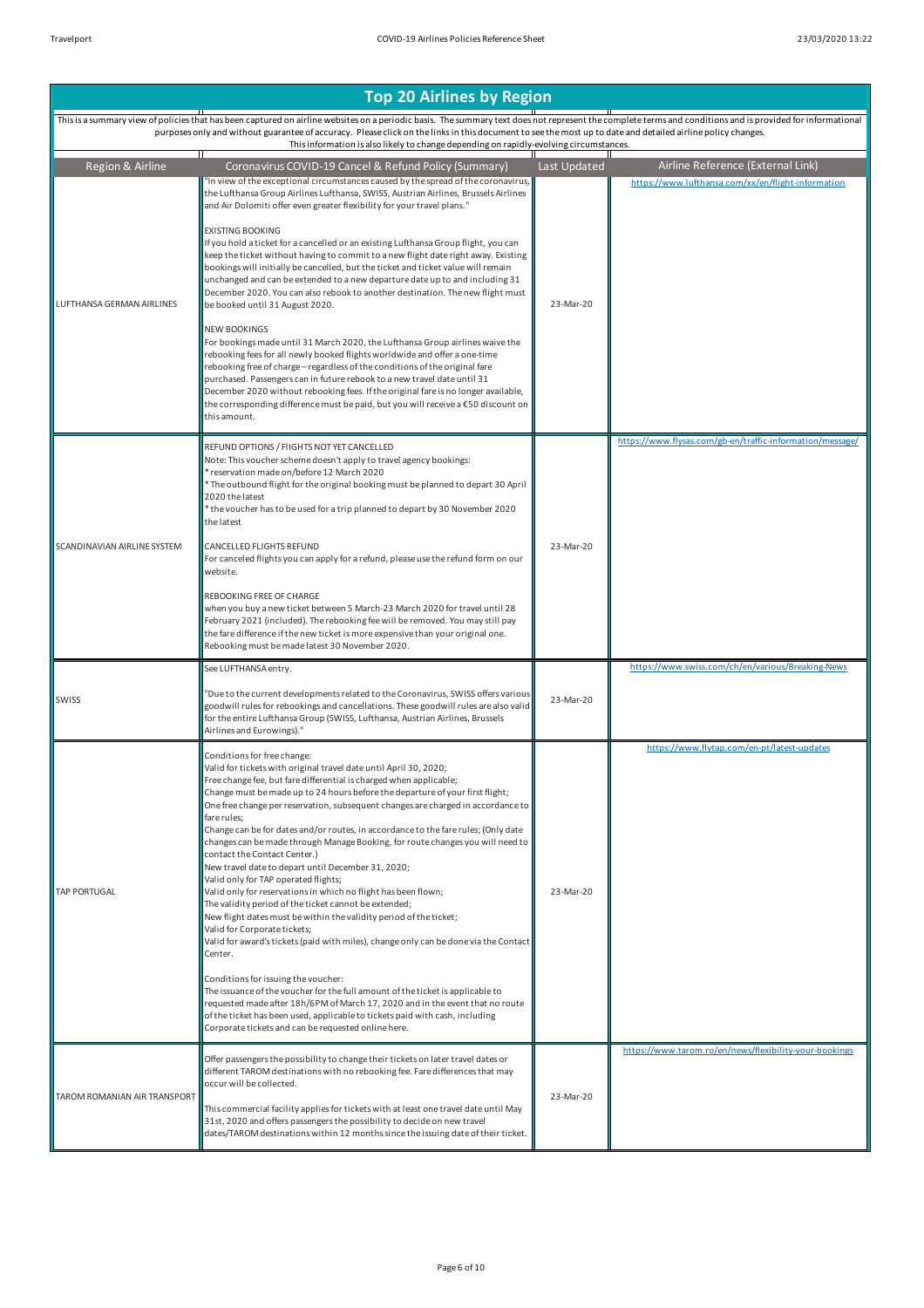## Top 20 Airlines by Region

This is a summary view of policies that has been captured on airline websites on a periodic basis. The summary text does not represent the complete terms and conditions and is provided for informational purposes only and without guarantee of accuracy. Please click on the links in this document to see the most up to date and detailed airline policy changes. This information is also likely to change depending on rapidly-evolving circumstances.

| Region & Airline | Coronavirus COVID-19 Cancel & Refund Policy (Summary) | Last Updated | Airline Reference (External Link) |
|---|---|---|---|
| LUFTHANSA GERMAN AIRLINES | "In view of the exceptional circumstances caused by the spread of the coronavirus, the Lufthansa Group Airlines Lufthansa, SWISS, Austrian Airlines, Brussels Airlines and Air Dolomiti offer even greater flexibility for your travel plans."<br><br>EXISTING BOOKING<br>If you hold a ticket for a cancelled or an existing Lufthansa Group flight, you can keep the ticket without having to commit to a new flight date right away. Existing bookings will initially be cancelled, but the ticket and ticket value will remain unchanged and can be extended to a new departure date up to and including 31 December 2020. You can also rebook to another destination. The new flight must be booked until 31 August 2020.<br><br>NEW BOOKINGS<br>For bookings made until 31 March 2020, the Lufthansa Group airlines waive the rebooking fees for all newly booked flights worldwide and offer a one-time rebooking free of charge – regardless of the conditions of the original fare purchased. Passengers can in future rebook to a new travel date until 31 December 2020 without rebooking fees. If the original fare is no longer available, the corresponding difference must be paid, but you will receive a €50 discount on this amount. | 23-Mar-20 | https://www.lufthansa.com/xx/en/flight-information |
| SCANDINAVIAN AIRLINE SYSTEM | REFUND OPTIONS / FIIGHTS NOT YET CANCELLED<br>Note: This voucher scheme doesn't apply to travel agency bookings:<br>* reservation made on/before 12 March 2020<br>* The outbound flight for the original booking must be planned to depart 30 April 2020 the latest<br>* the voucher has to be used for a trip planned to depart by 30 November 2020 the latest<br><br>CANCELLED FLIGHTS REFUND<br>For canceled flights you can apply for a refund, please use the refund form on our website.<br><br>REBOOKING FREE OF CHARGE<br>when you buy a new ticket between 5 March-23 March 2020 for travel until 28 February 2021 (included). The rebooking fee will be removed. You may still pay the fare difference if the new ticket is more expensive than your original one. Rebooking must be made latest 30 November 2020. | 23-Mar-20 | https://www.flysas.com/gb-en/traffic-information/message/ |
| SWISS | See LUFTHANSA entry.<br><br>"Due to the current developments related to the Coronavirus, SWISS offers various goodwill rules for rebookings and cancellations. These goodwill rules are also valid for the entire Lufthansa Group (SWISS, Lufthansa, Austrian Airlines, Brussels Airlines and Eurowings)." | 23-Mar-20 | https://www.swiss.com/ch/en/various/Breaking-News |
| TAP PORTUGAL | Conditions for free change:<br>Valid for tickets with original travel date until April 30, 2020;<br>Free change fee, but fare differential is charged when applicable;<br>Change must be made up to 24 hours before the departure of your first flight;<br>One free change per reservation, subsequent changes are charged in accordance to fare rules;<br>Change can be for dates and/or routes, in accordance to the fare rules; (Only date changes can be made through Manage Booking, for route changes you will need to contact the Contact Center.)<br>New travel date to depart until December 31, 2020;<br>Valid only for TAP operated flights;<br>Valid only for reservations in which no flight has been flown;<br>The validity period of the ticket cannot be extended;<br>New flight dates must be within the validity period of the ticket;<br>Valid for Corporate tickets;<br>Valid for award's tickets (paid with miles), change only can be done via the Contact Center.<br><br>Conditions for issuing the voucher:<br>The issuance of the voucher for the full amount of the ticket is applicable to requested made after 18h/6PM of March 17, 2020 and in the event that no route of the ticket has been used, applicable to tickets paid with cash, including Corporate tickets and can be requested online here. | 23-Mar-20 | https://www.flytap.com/en-pt/latest-updates |
| TAROM ROMANIAN AIR TRANSPORT | Offer passengers the possibility to change their tickets on later travel dates or different TAROM destinations with no rebooking fee. Fare differences that may occur will be collected.<br><br>This commercial facility applies for tickets with at least one travel date until May 31st, 2020 and offers passengers the possibility to decide on new travel dates/TAROM destinations within 12 months since the issuing date of their ticket. | 23-Mar-20 | https://www.tarom.ro/en/news/flexibility-your-bookings |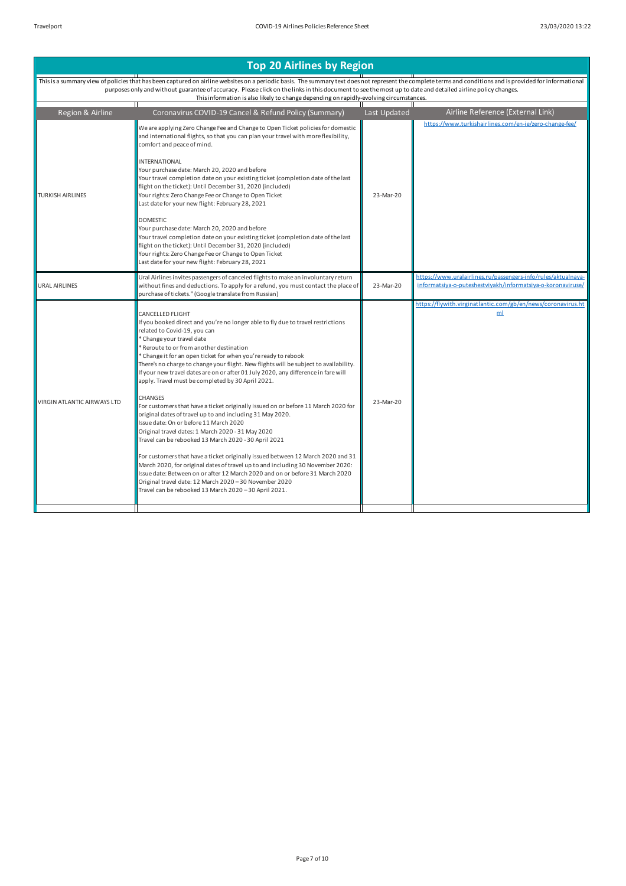## Top 20 Airlines by Region

This is a summary view of policies that has been captured on airline websites on a periodic basis. The summary text does not represent the complete terms and conditions and is provided for informational purposes only and without guarantee of accuracy. Please click on the links in this document to see the most up to date and detailed airline policy changes. This information is also likely to change depending on rapidly-evolving circumstances.

| Region & Airline | Coronavirus COVID-19 Cancel & Refund Policy (Summary) | Last Updated | Airline Reference (External Link) |
|---|---|---|---|
| TURKISH AIRLINES | We are applying Zero Change Fee and Change to Open Ticket policies for domestic and international flights, so that you can plan your travel with more flexibility, comfort and peace of mind.<br><br>INTERNATIONAL<br>Your purchase date: March 20, 2020 and before<br>Your travel completion date on your existing ticket (completion date of the last flight on the ticket): Until December 31, 2020 (included)<br>Your rights: Zero Change Fee or Change to Open Ticket<br>Last date for your new flight: February 28, 2021<br><br>DOMESTIC<br>Your purchase date: March 20, 2020 and before<br>Your travel completion date on your existing ticket (completion date of the last flight on the ticket): Until December 31, 2020 (included)<br>Your rights: Zero Change Fee or Change to Open Ticket<br>Last date for your new flight: February 28, 2021 | 23-Mar-20 | https://www.turkishairlines.com/en-ie/zero-change-fee/ |
| URAL AIRLINES | Ural Airlines invites passengers of canceled flights to make an involuntary return without fines and deductions. To apply for a refund, you must contact the place of purchase of tickets." (Google translate from Russian) | 23-Mar-20 | https://www.uralairlines.ru/passengers-info/rules/aktualnaya-informatsiya-o-puteshestviyakh/informatsiya-o-koronaviruse/ |
| VIRGIN ATLANTIC AIRWAYS LTD | CANCELLED FLIGHT<br>If you booked direct and you're no longer able to fly due to travel restrictions related to Covid-19, you can<br>* Change your travel date<br>* Reroute to or from another destination<br>* Change it for an open ticket for when you're ready to rebook<br>There's no charge to change your flight. New flights will be subject to availability. If your new travel dates are on or after 01 July 2020, any difference in fare will apply. Travel must be completed by 30 April 2021.<br><br>CHANGES<br>For customers that have a ticket originally issued on or before 11 March 2020 for original dates of travel up to and including 31 May 2020.<br>Issue date: On or before 11 March 2020<br>Original travel dates: 1 March 2020 - 31 May 2020<br>Travel can be rebooked 13 March 2020 - 30 April 2021<br><br>For customers that have a ticket originally issued between 12 March 2020 and 31 March 2020, for original dates of travel up to and including 30 November 2020:<br>Issue date: Between on or after 12 March 2020 and on or before 31 March 2020<br>Original travel date: 12 March 2020 – 30 November 2020<br>Travel can be rebooked 13 March 2020 – 30 April 2021. | 23-Mar-20 | https://flywith.virginatlantic.com/gb/en/news/coronavirus.html |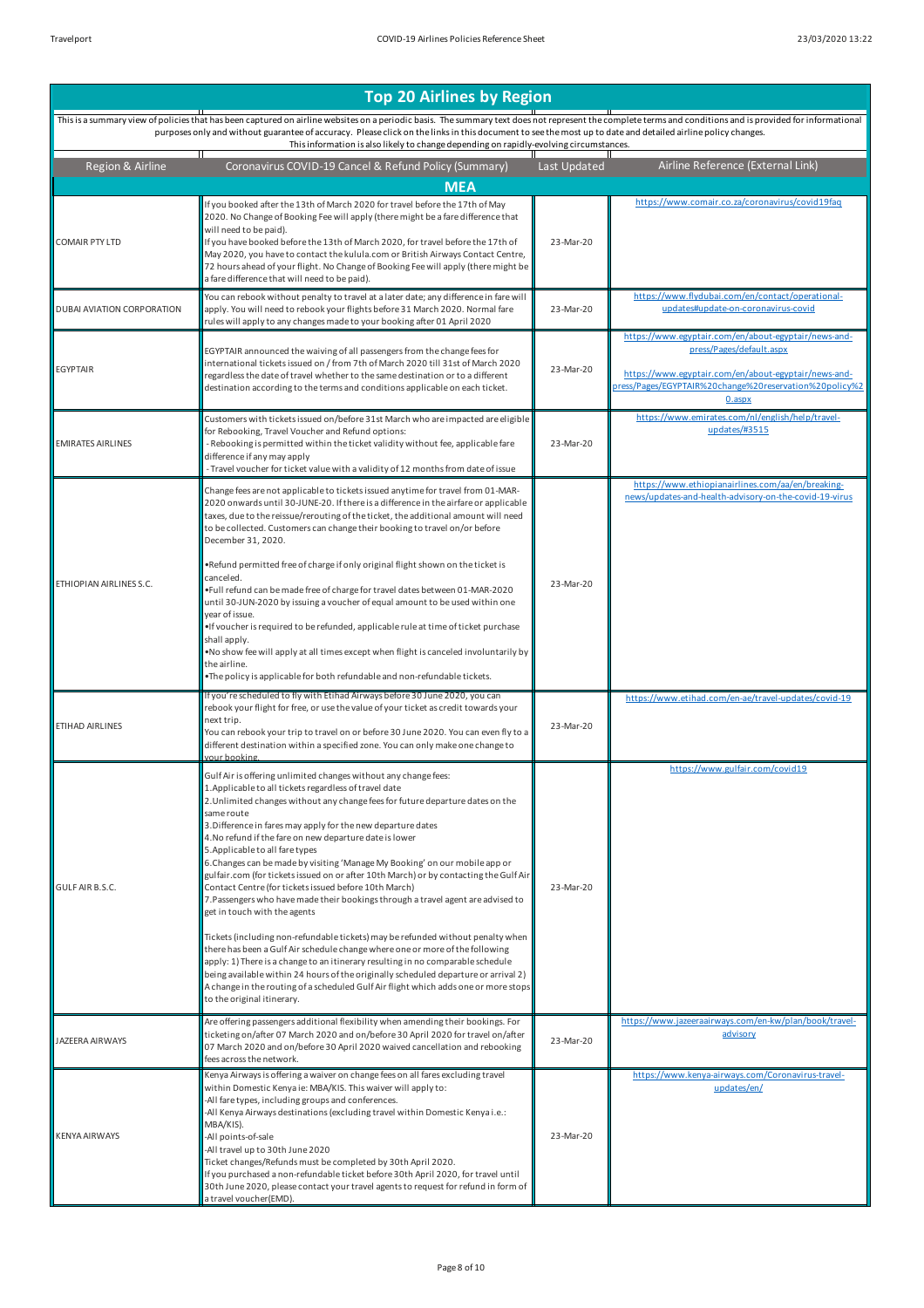# Top 20 Airlines by Region

This is a summary view of policies that has been captured on airline websites on a periodic basis. The summary text does not represent the complete terms and conditions and is provided for informational purposes only and without guarantee of accuracy. Please click on the links in this document to see the most up to date and detailed airline policy changes. This information is also likely to change depending on rapidly-evolving circumstances.

| Region & Airline | Coronavirus COVID-19 Cancel & Refund Policy (Summary) | Last Updated | Airline Reference (External Link) |
|---|---|---|---|
| **MEA** | | | |
| COMAIR PTY LTD | If you booked after the 13th of March 2020 for travel before the 17th of May 2020. No Change of Booking Fee will apply (there might be a fare difference that will need to be paid).<br>If you have booked before the 13th of March 2020, for travel before the 17th of May 2020, you have to contact the kulula.com or British Airways Contact Centre, 72 hours ahead of your flight. No Change of Booking Fee will apply (there might be a fare difference that will need to be paid). | 23-Mar-20 | https://www.comair.co.za/coronavirus/covid19faq |
| DUBAI AVIATION CORPORATION | You can rebook without penalty to travel at a later date; any difference in fare will apply. You will need to rebook your flights before 31 March 2020. Normal fare rules will apply to any changes made to your booking after 01 April 2020 | 23-Mar-20 | https://www.flydubai.com/en/contact/operational-updates#update-on-coronavirus-covid |
| EGYPTAIR | EGYPTAIR announced the waiving of all passengers from the change fees for international tickets issued on / from 7th of March 2020 till 31st of March 2020 regardless the date of travel whether to the same destination or to a different destination according to the terms and conditions applicable on each ticket. | 23-Mar-20 | https://www.egyptair.com/en/about-egyptair/news-and-press/Pages/default.aspx<br><br>https://www.egyptair.com/en/about-egyptair/news-and-press/Pages/EGYPTAIR%20change%20reservation%20policy%20.aspx |
| EMIRATES AIRLINES | Customers with tickets issued on/before 31st March who are impacted are eligible for Rebooking, Travel Voucher and Refund options:<br>- Rebooking is permitted within the ticket validity without fee, applicable fare difference if any may apply<br>- Travel voucher for ticket value with a validity of 12 months from date of issue | 23-Mar-20 | https://www.emirates.com/nl/english/help/travel-updates/#3515 |
| ETHIOPIAN AIRLINES S.C. | Change fees are not applicable to tickets issued anytime for travel from 01-MAR-2020 onwards until 30-JUNE-20. If there is a difference in the airfare or applicable taxes, due to the reissue/rerouting of the ticket, the additional amount will need to be collected. Customers can change their booking to travel on/or before December 31, 2020.<br><br>• Refund permitted free of charge if only original flight shown on the ticket is canceled.<br>• Full refund can be made free of charge for travel dates between 01-MAR-2020 until 30-JUN-2020 by issuing a voucher of equal amount to be used within one year of issue.<br>• If voucher is required to be refunded, applicable rule at time of ticket purchase shall apply.<br>• No show fee will apply at all times except when flight is canceled involuntarily by the airline.<br>• The policy is applicable for both refundable and non-refundable tickets. | 23-Mar-20 | https://www.ethiopianairlines.com/aa/en/breaking-news/updates-and-health-advisory-on-the-covid-19-virus |
| ETIHAD AIRLINES | If you're scheduled to fly with Etihad Airways before 30 June 2020, you can rebook your flight for free, or use the value of your ticket as credit towards your next trip.<br>You can rebook your trip to travel on or before 30 June 2020. You can even fly to a different destination within a specified zone. You can only make one change to your booking. | 23-Mar-20 | https://www.etihad.com/en-ae/travel-updates/covid-19 |
| GULF AIR B.S.C. | Gulf Air is offering unlimited changes without any change fees:<br>1. Applicable to all tickets regardless of travel date<br>2. Unlimited changes without any change fees for future departure dates on the same route<br>3. Difference in fares may apply for the new departure dates<br>4. No refund if the fare on new departure date is lower<br>5. Applicable to all fare types<br>6. Changes can be made by visiting 'Manage My Booking' on our mobile app or gulfair.com (for tickets issued on or after 10th March) or by contacting the Gulf Air Contact Centre (for tickets issued before 10th March)<br>7. Passengers who have made their bookings through a travel agent are advised to get in touch with the agents<br><br>Tickets (including non-refundable tickets) may be refunded without penalty when there has been a Gulf Air schedule change where one or more of the following apply: 1) There is a change to an itinerary resulting in no comparable schedule being available within 24 hours of the originally scheduled departure or arrival 2) A change in the routing of a scheduled Gulf Air flight which adds one or more stops to the original itinerary. | 23-Mar-20 | https://www.gulfair.com/covid19 |
| JAZEERA AIRWAYS | Are offering passengers additional flexibility when amending their bookings. For ticketing on/after 07 March 2020 and on/before 30 April 2020 for travel on/after 07 March 2020 and on/before 30 April 2020 waived cancellation and rebooking fees across the network. | 23-Mar-20 | https://www.jazeeraairways.com/en-kw/plan/book/travel-advisory |
| KENYA AIRWAYS | Kenya Airways is offering a waiver on change fees on all fares excluding travel within Domestic Kenya ie: MBA/KIS. This waiver will apply to:<br>-All fare types, including groups and conferences.<br>-All Kenya Airways destinations (excluding travel within Domestic Kenya i.e.: MBA/KIS).<br>-All points-of-sale<br>-All travel up to 30th June 2020<br>Ticket changes/Refunds must be completed by 30th April 2020.<br>If you purchased a non-refundable ticket before 30th April 2020, for travel until 30th June 2020, please contact your travel agents to request for refund in form of a travel voucher(EMD). | 23-Mar-20 | https://www.kenya-airways.com/Coronavirus-travel-updates/en/ |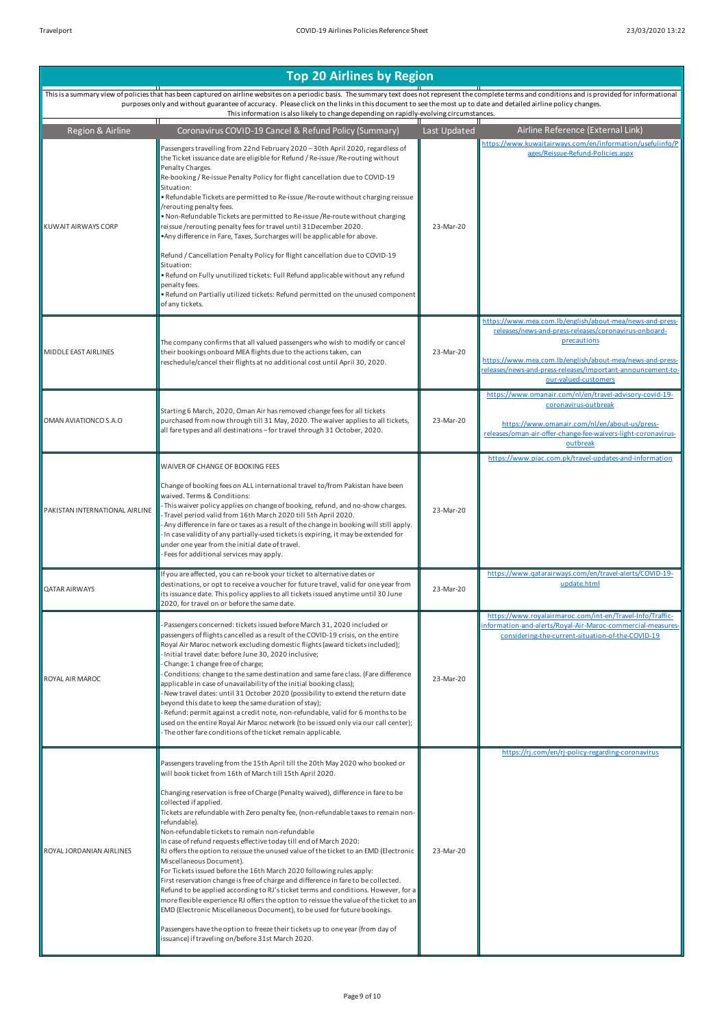## Top 20 Airlines by Region

This is a summary view of policies that has been captured on airline websites on a periodic basis. The summary text does not represent the complete terms and conditions and is provided for informational purposes only and without guarantee of accuracy. Please click on the links in this document to see the most up to date and detailed airline policy changes. This information is also likely to change depending on rapidly-evolving circumstances.

| Region & Airline | Coronavirus COVID-19 Cancel & Refund Policy (Summary) | Last Updated | Airline Reference (External Link) |
|---|---|---|---|
| KUWAIT AIRWAYS CORP | Passengers travelling from 22nd February 2020 – 30th April 2020, regardless of the Ticket issuance date are eligible for Refund / Re-issue /Re-routing without Penalty Charges.<br>Re-booking / Re-issue Penalty Policy for flight cancellation due to COVID-19 Situation:<br>• Refundable Tickets are permitted to Re-issue /Re-route without charging reissue /rerouting penalty fees.<br>• Non-Refundable Tickets are permitted to Re-issue /Re-route without charging reissue /rerouting penalty fees for travel until 31December 2020.<br>•Any difference in Fare, Taxes, Surcharges will be applicable for above.<br><br>Refund / Cancellation Penalty Policy for flight cancellation due to COVID-19 Situation:<br>• Refund on Fully unutilized tickets: Full Refund applicable without any refund penalty fees.<br>• Refund on Partially utilized tickets: Refund permitted on the unused component of any tickets. | 23-Mar-20 | https://www.kuwaitairways.com/en/information/usefulinfo/Pages/Reissue-Refund-Policies.aspx |
| MIDDLE EAST AIRLINES | The company confirms that all valued passengers who wish to modify or cancel their bookings onboard MEA flights due to the actions taken, can reschedule/cancel their flights at no additional cost until April 30, 2020. | 23-Mar-20 | https://www.mea.com.lb/english/about-mea/news-and-press-releases/news-and-press-releases/coronavirus-onboard-precautions<br><br>https://www.mea.com.lb/english/about-mea/news-and-press-releases/news-and-press-releases/important-announcement-to-our-valued-customers |
| OMAN AVIATIONCO S.A.O | Starting 6 March, 2020, Oman Air has removed change fees for all tickets purchased from now through till 31 May, 2020. The waiver applies to all tickets, all fare types and all destinations – for travel through 31 October, 2020. | 23-Mar-20 | https://www.omanair.com/nl/en/travel-advisory-covid-19-coronavirus-outbreak<br><br>https://www.omanair.com/nl/en/about-us/press-releases/oman-air-offer-change-fee-waivers-light-coronavirus-outbreak |
| PAKISTAN INTERNATIONAL AIRLINE | WAIVER OF CHANGE OF BOOKING FEES<br><br>Change of booking fees on ALL international travel to/from Pakistan have been waived. Terms & Conditions:<br>- This waiver policy applies on change of booking, refund, and no-show charges.<br>- Travel period valid from 16th March 2020 till 5th April 2020.<br>- Any difference in fare or taxes as a result of the change in booking will still apply.<br>- In case validity of any partially-used tickets is expiring, it may be extended for under one year from the initial date of travel.<br>- Fees for additional services may apply. | 23-Mar-20 | https://www.piac.com.pk/travel-updates-and-information |
| QATAR AIRWAYS | If you are affected, you can re-book your ticket to alternative dates or destinations, or opt to receive a voucher for future travel, valid for one year from its issuance date. This policy applies to all tickets issued anytime until 30 June 2020, for travel on or before the same date. | 23-Mar-20 | https://www.qatarairways.com/en/travel-alerts/COVID-19-update.html |
| ROYAL AIR MAROC | - Passengers concerned: tickets issued before March 31, 2020 included or passengers of flights cancelled as a result of the COVID-19 crisis, on the entire Royal Air Maroc network excluding domestic flights (award tickets included);<br>- Initial travel date: before June 30, 2020 inclusive;<br>- Change: 1 change free of charge;<br>- Conditions: change to the same destination and same fare class. (Fare difference applicable in case of unavailability of the initial booking class);<br>- New travel dates: until 31 October 2020 (possibility to extend the return date beyond this date to keep the same duration of stay);<br>- Refund: permit against a credit note, non-refundable, valid for 6 months to be used on the entire Royal Air Maroc network (to be issued only via our call center);<br>- The other fare conditions of the ticket remain applicable. | 23-Mar-20 | https://www.royalairmaroc.com/int-en/Travel-Info/Traffic-information-and-alerts/Royal-Air-Maroc-commercial-measures-considering-the-current-situation-of-the-COVID-19 |
| ROYAL JORDANIAN AIRLINES | Passengers traveling from the 15th April till the 20th May 2020 who booked or will book ticket from 16th of March till 15th April 2020.<br><br>Changing reservation is free of Charge (Penalty waived), difference in fare to be collected if applied.<br>Tickets are refundable with Zero penalty fee, (non-refundable taxes to remain non-refundable).<br>Non-refundable tickets to remain non-refundable<br>In case of refund requests effective today till end of March 2020:<br>RJ offers the option to reissue the unused value of the ticket to an EMD (Electronic Miscellaneous Document).<br>For Tickets issued before the 16th March 2020 following rules apply:<br>First reservation change is free of charge and difference in fare to be collected.<br>Refund to be applied according to RJ's ticket terms and conditions. However, for a more flexible experience RJ offers the option to reissue the value of the ticket to an EMD (Electronic Miscellaneous Document), to be used for future bookings.<br><br>Passengers have the option to freeze their tickets up to one year (from day of issuance) if traveling on/before 31st March 2020. | 23-Mar-20 | https://rj.com/en/rj-policy-regarding-coronavirus |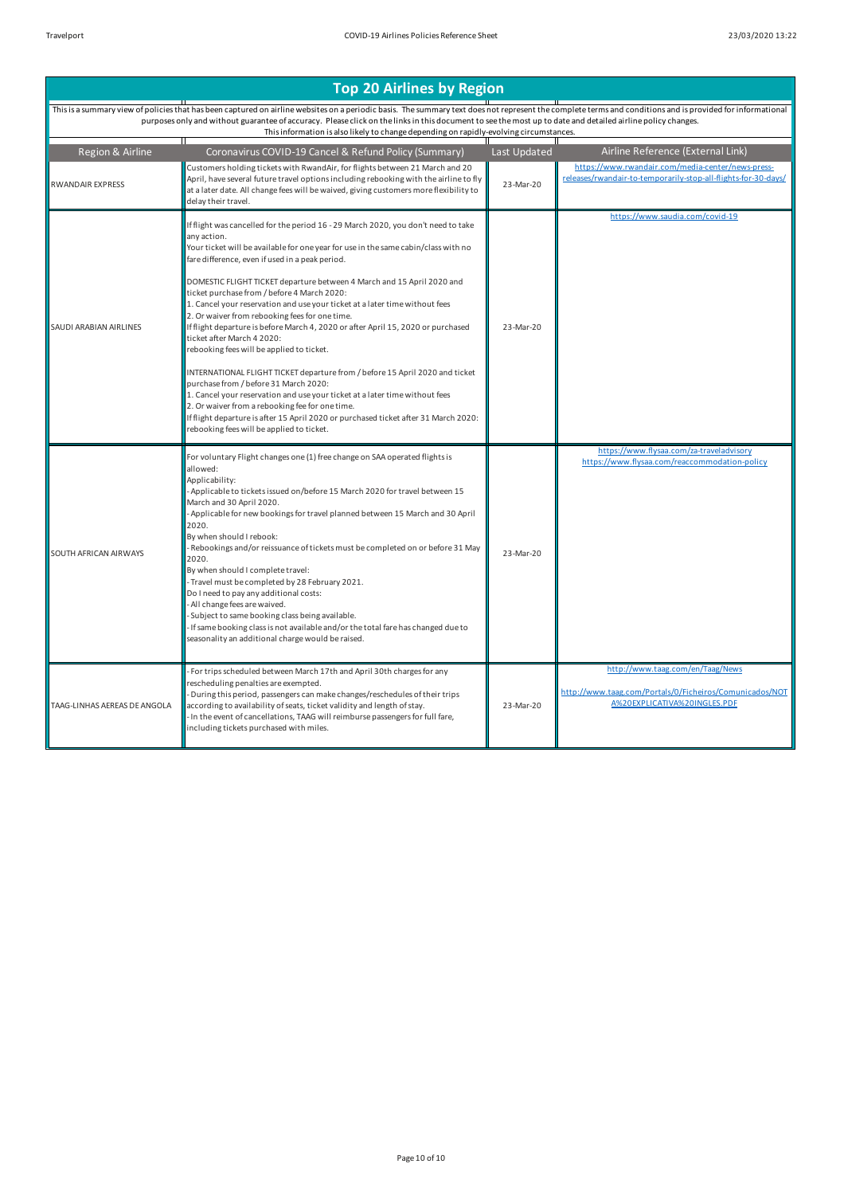## Top 20 Airlines by Region

This is a summary view of policies that has been captured on airline websites on a periodic basis. The summary text does not represent the complete terms and conditions and is provided for informational purposes only and without guarantee of accuracy. Please click on the links in this document to see the most up to date and detailed airline policy changes. This information is also likely to change depending on rapidly-evolving circumstances.

| Region & Airline | Coronavirus COVID-19 Cancel & Refund Policy (Summary) | Last Updated | Airline Reference (External Link) |
|---|---|---|---|
| RWANDAIR EXPRESS | Customers holding tickets with RwandAir, for flights between 21 March and 20 April, have several future travel options including rebooking with the airline to fly at a later date. All change fees will be waived, giving customers more flexibility to delay their travel. | 23-Mar-20 | https://www.rwandair.com/media-center/news-press-releases/rwandair-to-temporarily-stop-all-flights-for-30-days/ |
| SAUDI ARABIAN AIRLINES | If flight was cancelled for the period 16 - 29 March 2020, you don't need to take any action.<br>Your ticket will be available for one year for use in the same cabin/class with no fare difference, even if used in a peak period.<br><br>DOMESTIC FLIGHT TICKET departure between 4 March and 15 April 2020 and ticket purchase from / before 4 March 2020:<br>1. Cancel your reservation and use your ticket at a later time without fees<br>2. Or waiver from rebooking fees for one time.<br>If flight departure is before March 4, 2020 or after April 15, 2020 or purchased ticket after March 4 2020:<br>rebooking fees will be applied to ticket.<br><br>INTERNATIONAL FLIGHT TICKET departure from / before 15 April 2020 and ticket purchase from / before 31 March 2020:<br>1. Cancel your reservation and use your ticket at a later time without fees<br>2. Or waiver from a rebooking fee for one time.<br>If flight departure is after 15 April 2020 or purchased ticket after 31 March 2020:<br>rebooking fees will be applied to ticket. | 23-Mar-20 | https://www.saudia.com/covid-19 |
| SOUTH AFRICAN AIRWAYS | For voluntary Flight changes one (1) free change on SAA operated flights is allowed:<br>Applicability:<br>- Applicable to tickets issued on/before 15 March 2020 for travel between 15 March and 30 April 2020.<br>- Applicable for new bookings for travel planned between 15 March and 30 April 2020.<br>By when should I rebook:<br>- Rebookings and/or reissuance of tickets must be completed on or before 31 May 2020.<br>By when should I complete travel:<br>- Travel must be completed by 28 February 2021.<br>Do I need to pay any additional costs:<br>- All change fees are waived.<br>- Subject to same booking class being available.<br>- If same booking class is not available and/or the total fare has changed due to seasonality an additional charge would be raised. | 23-Mar-20 | https://www.flysaa.com/za-traveladvisory<br>https://www.flysaa.com/reaccommodation-policy |
| TAAG-LINHAS AEREAS DE ANGOLA | - For trips scheduled between March 17th and April 30th charges for any rescheduling penalties are exempted.<br>- During this period, passengers can make changes/reschedules of their trips according to availability of seats, ticket validity and length of stay.<br>- In the event of cancellations, TAAG will reimburse passengers for full fare, including tickets purchased with miles. | 23-Mar-20 | http://www.taag.com/en/Taag/News<br><br>http://www.taag.com/Portals/0/Ficheiros/Comunicados/NOTA%20EXPLICATIVA%20INGLES.PDF |